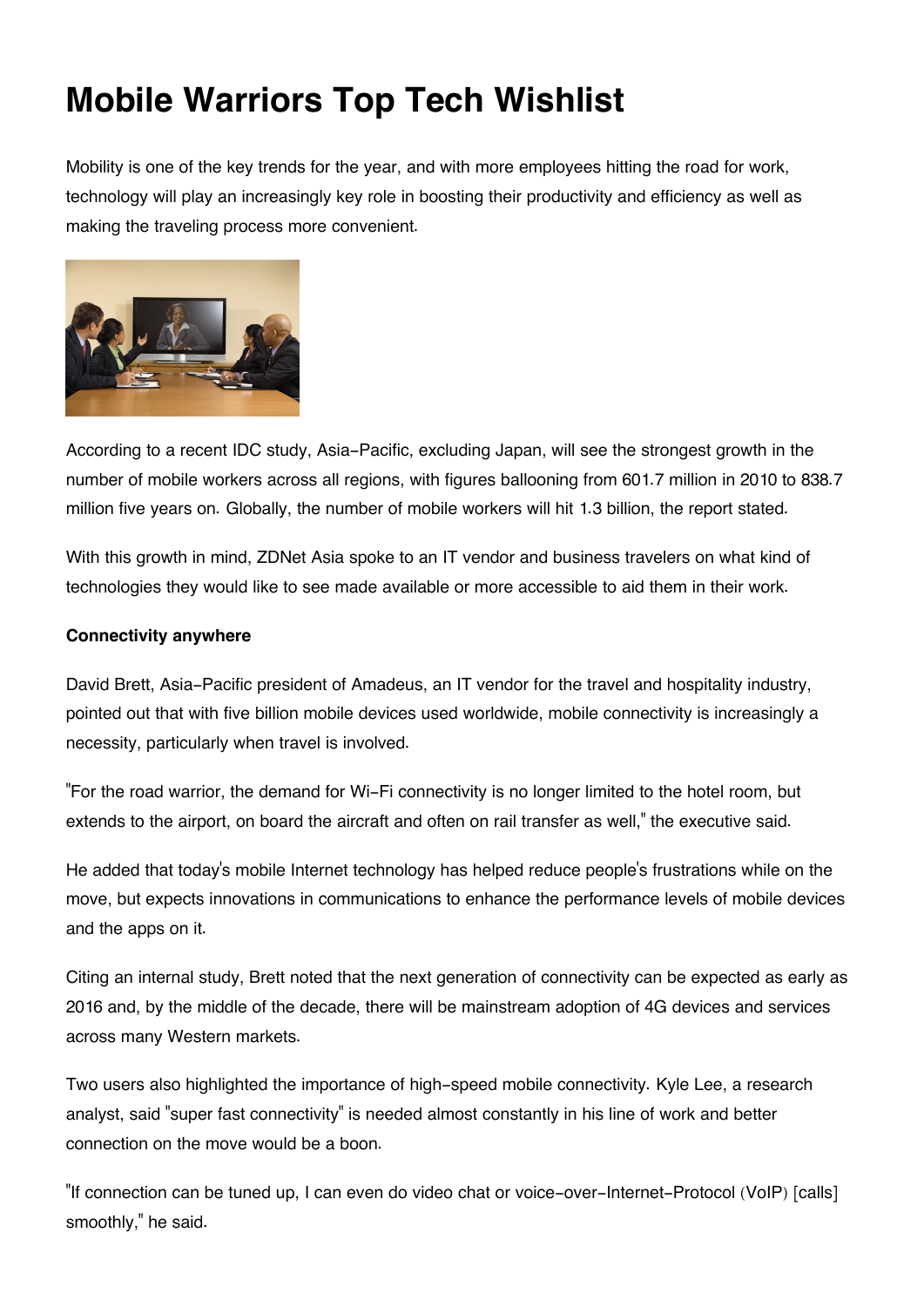# Mobile Warriors Top Tech Wishlist

Mobility is one of the key trends for the year, and with more employees hitting the road for work, technology will play an increasingly key role in boosting their productivity and efficiency as well as making the traveling process more convenient.

According to a recent IDC study, Asia-Pacific, excluding Japan, will see the strongest growth in the number of mobile workers across all regions, with figures ballooning from 601.7 million in 2010 to 838.7 million five years on. Globally, the number of mobile workers will hit 1.3 billion, the report stated.

With this growth in mind, ZDNet Asia spoke to an IT vendor and business travelers on what kind of technologies they would like to see made available or more accessible to aid them in their work.

**Connectivity anywhere**

David Brett, Asia-Pacific president of Amadeus, an IT vendor for the travel and hospitality industry, pointed out that with five billion mobile devices used worldwide, mobile connectivity is increasingly a necessity, particularly when travel is involved.

"For the road warrior, the demand for Wi-Fi connectivity is no longer limited to the hotel room, but extends to the airport, on board the aircraft and often on rail transfer as well," the executive said.

He added that today's mobile Internet technology has helped reduce people's frustrations while on the move, but expects innovations in communications to enhance the performance levels of mobile devices and the apps on it.

Citing an internal study, Brett noted that the next generation of connectivity can be expected as early as 2016 and, by the middle of the decade, there will be mainstream adoption of 4G devices and services across many Western markets.

Two users also highlighted the importance of high-speed mobile connectivity. Kyle Lee, a research analyst, said "super fast connectivity" is needed almost constantly in his line of work and better connection on the move would be a boon.

"If connection can be tuned up, I can even do video chat or voice-over-Internet-Protocol (VoIP) [calls] smoothly," he said.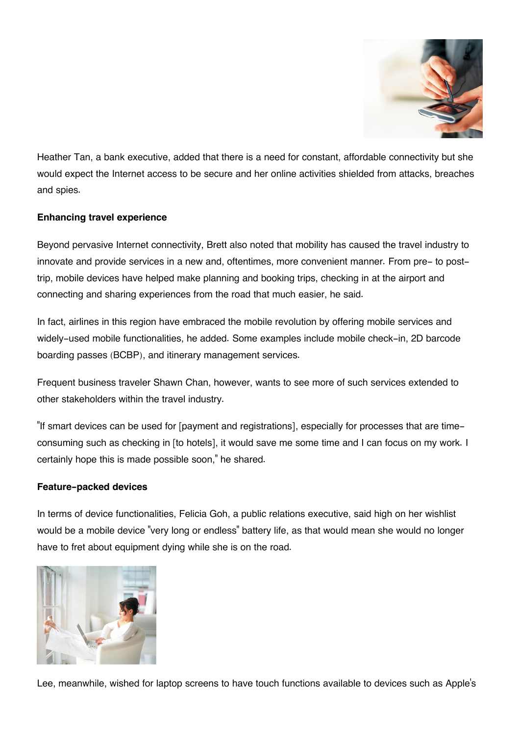Heather Tan, a bank executive, added that there is a need for constant, affordable connectivity but she would expect the Internet access to be secure and her online activities shielded from attacks, breaches and spies.

**Enhancing travel experience**

Beyond pervasive Internet connectivity, Brett also noted that mobility has caused the travel industry to innovate and provide services in a new and, oftentimes, more convenient manner. From pre- to post-trip, mobile devices have helped make planning and booking trips, checking in at the airport and connecting and sharing experiences from the road that much easier, he said.

In fact, airlines in this region have embraced the mobile revolution by offering mobile services and widely-used mobile functionalities, he added. Some examples include mobile check-in, 2D barcode boarding passes (BCBP), and itinerary management services.

Frequent business traveler Shawn Chan, however, wants to see more of such services extended to other stakeholders within the travel industry.

"If smart devices can be used for [payment and registrations], especially for processes that are time-consuming such as checking in [to hotels], it would save me some time and I can focus on my work. I certainly hope this is made possible soon," he shared.

**Feature-packed devices**

In terms of device functionalities, Felicia Goh, a public relations executive, said high on her wishlist would be a mobile device "very long or endless" battery life, as that would mean she would no longer have to fret about equipment dying while she is on the road.

Lee, meanwhile, wished for laptop screens to have touch functions available to devices such as Apple's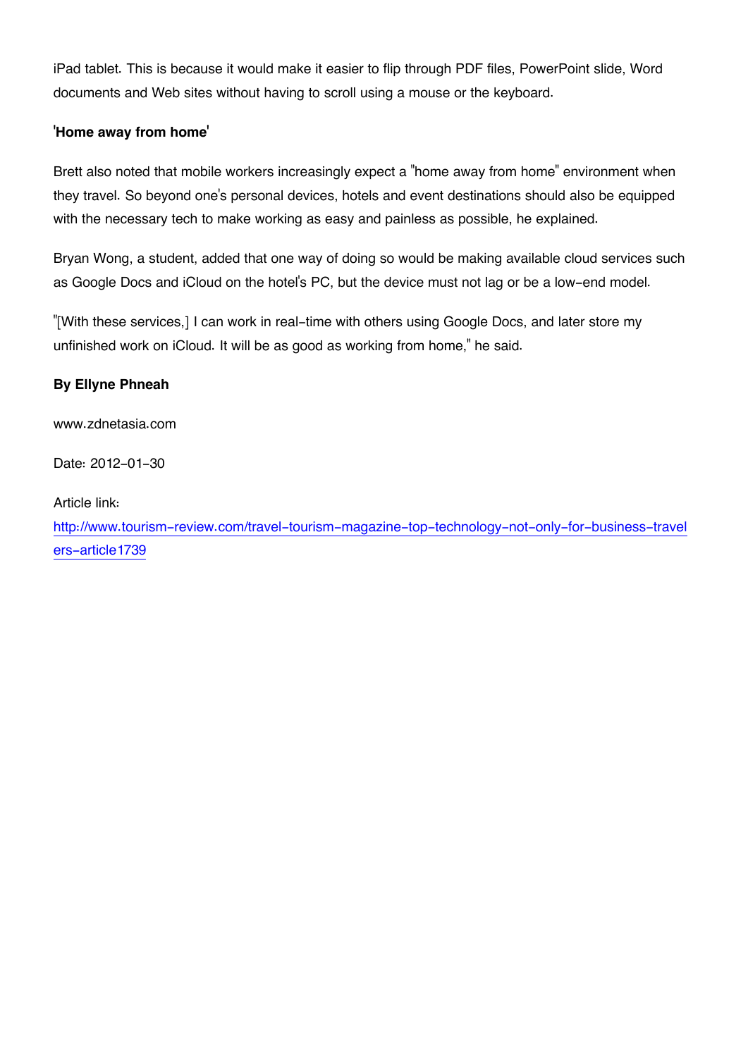iPad tablet. This is because it would make it easier to flip through PDF files, PowerPoint slide, Word documents and Web sites without having to scroll using a mouse or the keyboard.

**'Home away from home'**

Brett also noted that mobile workers increasingly expect a "home away from home" environment when they travel. So beyond one's personal devices, hotels and event destinations should also be equipped with the necessary tech to make working as easy and painless as possible, he explained.

Bryan Wong, a student, added that one way of doing so would be making available cloud services such as Google Docs and iCloud on the hotel's PC, but the device must not lag or be a low-end model.

"[With these services,] I can work in real-time with others using Google Docs, and later store my unfinished work on iCloud. It will be as good as working from home," he said.

**By Ellyne Phneah**

www.zdnetasia.com

Date: 2012-01-30

Article link:
http://www.tourism-review.com/travel-tourism-magazine-top-technology-not-only-for-business-travelers-article1739